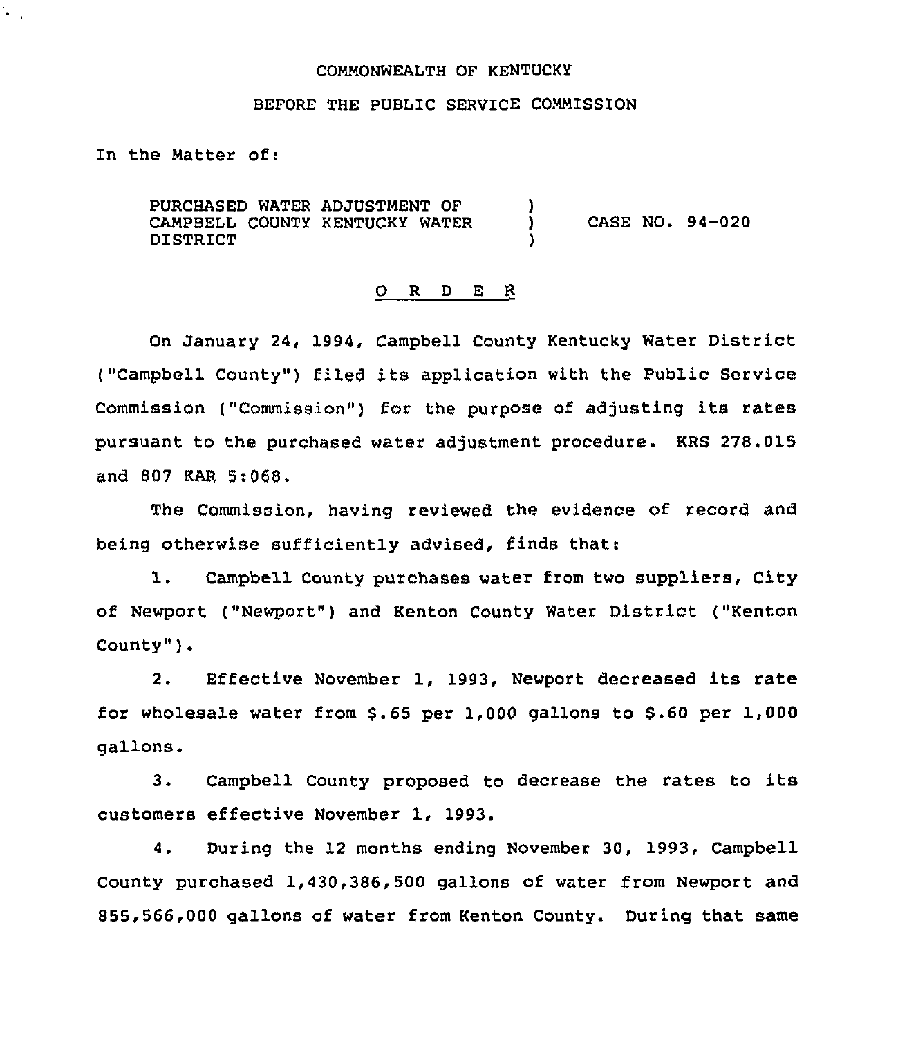COMMONWEALTH OF KENTUCKY

BEFORE THE PUBLIC SERVICE COMMISSION

In the Matter of:

| | | |
|---|---|---|
| PURCHASED WATER ADJUSTMENT OF CAMPBELL COUNTY KENTUCKY WATER DISTRICT | ) ) ) | CASE NO. 94-020 |

O R D E R

On January 24, 1994, Campbell County Kentucky Water District ("Campbell County") filed its application with the Public Service Commission ("Commission") for the purpose of adjusting its rates pursuant to the purchased water adjustment procedure. KRS 278.015 and 807 KAR 5:068.

The Commission, having reviewed the evidence of record and being otherwise sufficiently advised, finds that:

1. Campbell County purchases water from two suppliers, City of Newport ("Newport") and Kenton County Water District ("Kenton County").

2. Effective November 1, 1993, Newport decreased its rate for wholesale water from $.65 per 1,000 gallons to $.60 per 1,000 gallons.

3. Campbell County proposed to decrease the rates to its customers effective November 1, 1993.

4. During the 12 months ending November 30, 1993, Campbell County purchased 1,430,386,500 gallons of water from Newport and 855,566,000 gallons of water from Kenton County. During that same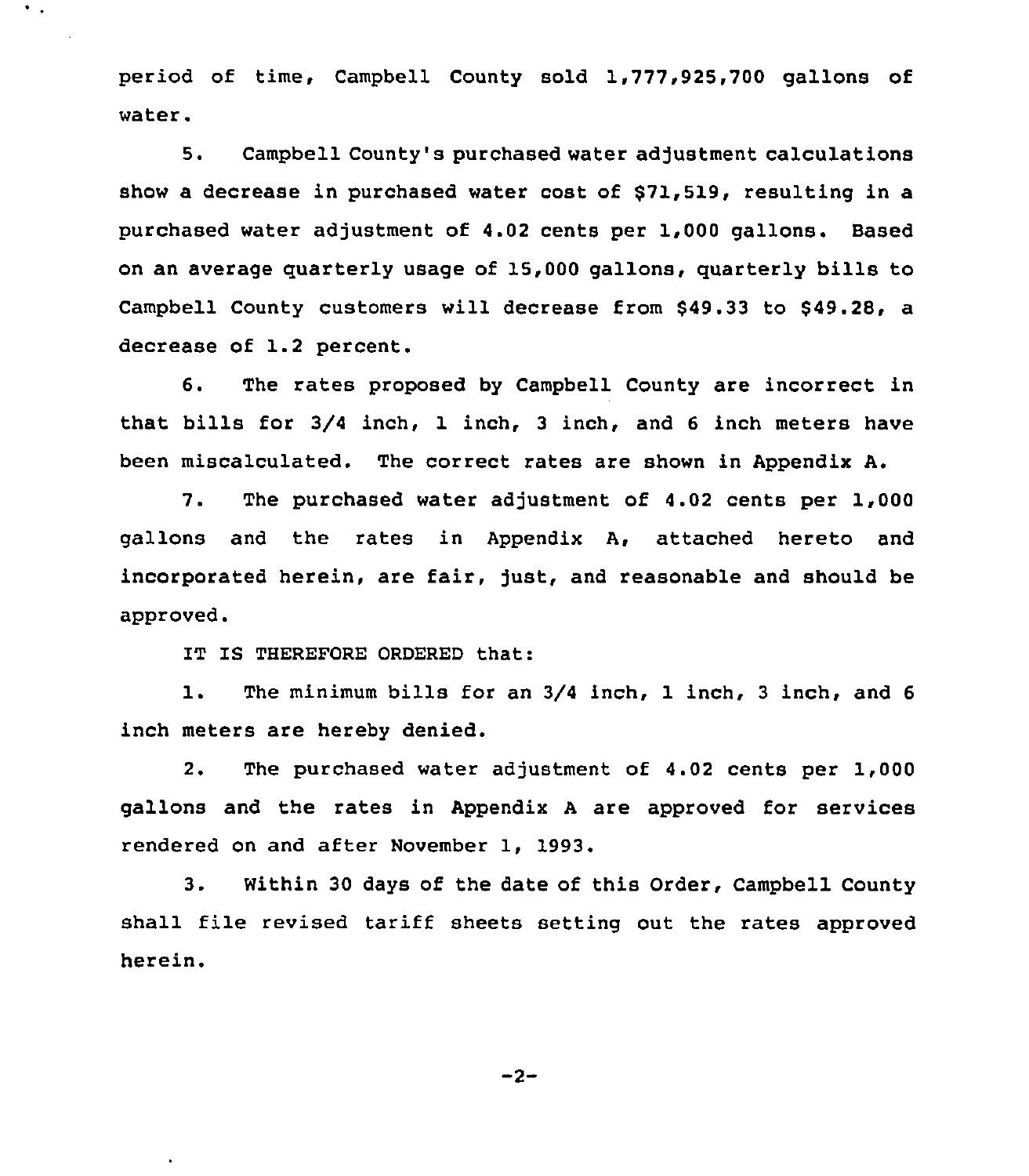period of time, Campbell County sold 1,777,925,700 gallons of water.

5. Campbell County's purchased water adjustment calculations show a decrease in purchased water cost of $71,519, resulting in a purchased water adjustment of 4.02 cents per 1,000 gallons. Based on an average quarterly usage of 15,000 gallons, quarterly bills to Campbell County customers will decrease from $49.33 to $49.28, a decrease of 1.2 percent.

6. The rates proposed by Campbell County are incorrect in that bills for 3/4 inch, 1 inch, 3 inch, and 6 inch meters have been miscalculated. The correct rates are shown in Appendix A.

7. The purchased water adjustment of 4.02 cents per 1,000 gallons and the rates in Appendix A, attached hereto and incorporated herein, are fair, just, and reasonable and should be approved.

IT IS THEREFORE ORDERED that:

1. The minimum bills for an 3/4 inch, 1 inch, 3 inch, and 6 inch meters are hereby denied.

2. The purchased water adjustment of 4.02 cents per 1,000 gallons and the rates in Appendix A are approved for services rendered on and after November 1, 1993.

3. Within 30 days of the date of this Order, Campbell County shall file revised tariff sheets setting out the rates approved herein.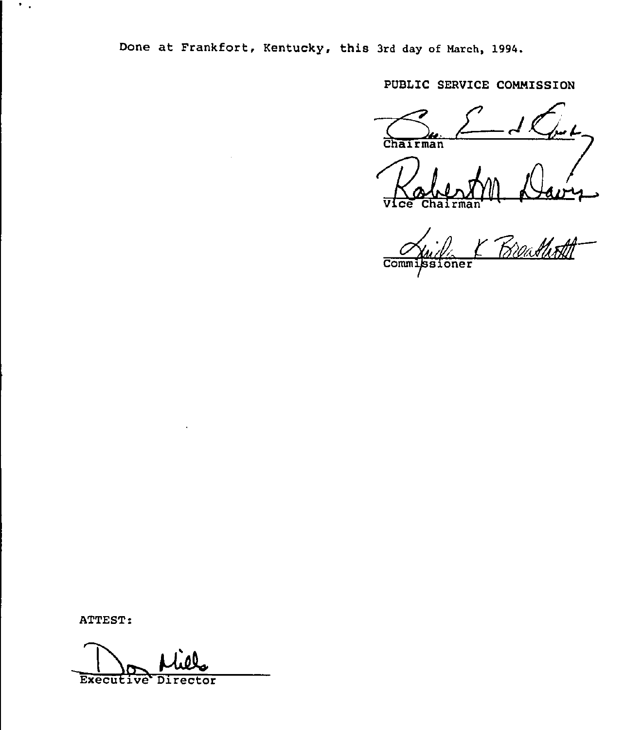Done at Frankfort, Kentucky, this 3rd day of March, 1994.

PUBLIC SERVICE COMMISSION

Chairman

Vice Chairman

Commissioner

ATTEST:

Executive Director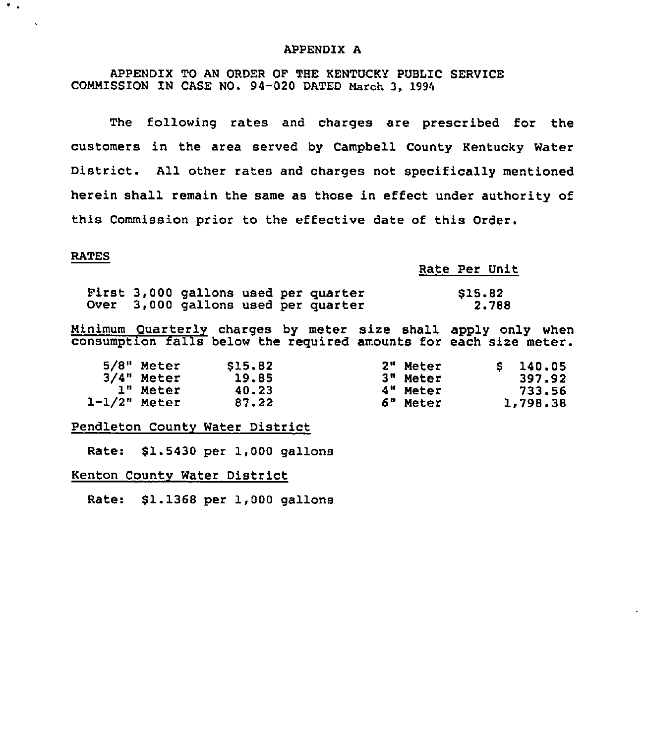APPENDIX A

APPENDIX TO AN ORDER OF THE KENTUCKY PUBLIC SERVICE COMMISSION IN CASE NO. 94-020 DATED March 3, 1994

The following rates and charges are prescribed for the customers in the area served by Campbell County Kentucky Water District. All other rates and charges not specifically mentioned herein shall remain the same as those in effect under authority of this Commission prior to the effective date of this Order.

RATES

| | Rate Per Unit |
|---|---|
| First 3,000 gallons used per quarter | $15.82 |
| Over 3,000 gallons used per quarter | 2.788 |

Minimum Quarterly charges by meter size shall apply only when consumption falls below the required amounts for each size meter.

| | | | |
|---|---|---|---|
| 5/8" Meter | $15.82 | 2" Meter | $ 140.05 |
| 3/4" Meter | 19.85 | 3" Meter | 397.92 |
| 1" Meter | 40.23 | 4" Meter | 733.56 |
| 1-1/2" Meter | 87.22 | 6" Meter | 1,798.38 |

Pendleton County Water District

Rate: $1.5430 per 1,000 gallons

Kenton County Water District

Rate: $1.1368 per 1,000 gallons